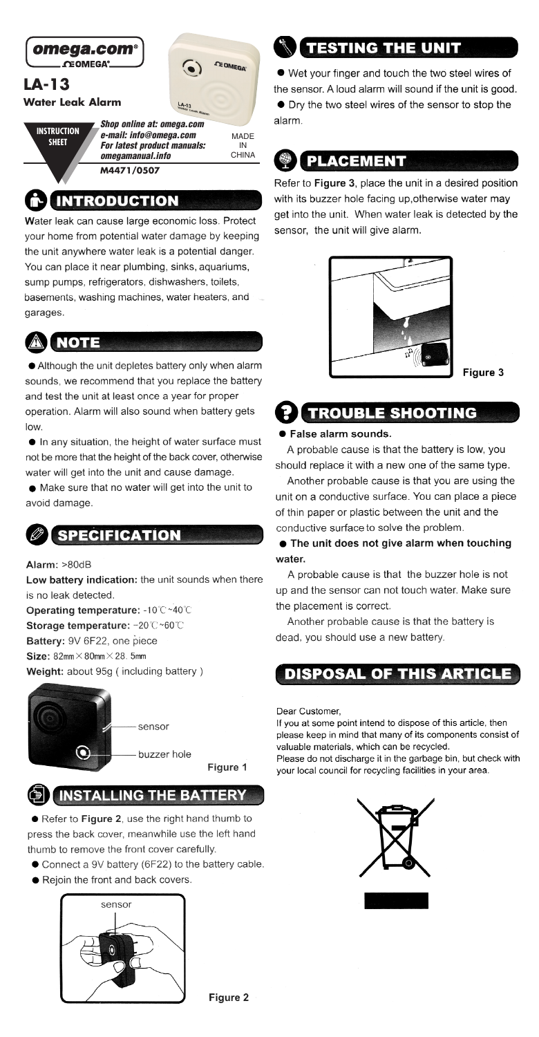omega.com®

# LA-13

**Water Leak Alarm**

**INSTRUCTION SHEET**

***Shop online at: omega.com***
***e-mail: info@omega.com***
***For latest product manuals:***
***omegamanual.info***

MADE IN CHINA

**M4471/0507**

## INTRODUCTION

Water leak can cause large economic loss. Protect your home from potential water damage by keeping the unit anywhere water leak is a potential danger. You can place it near plumbing, sinks, aquariums, sump pumps, refrigerators, dishwashers, toilets, basements, washing machines, water heaters, and garages.

## NOTE

- Although the unit depletes battery only when alarm sounds, we recommend that you replace the battery and test the unit at least once a year for proper operation. Alarm will also sound when battery gets low.
- In any situation, the height of water surface must not be more that the height of the back cover, otherwise water will get into the unit and cause damage.
- Make sure that no water will get into the unit to avoid damage.

## SPECIFICATION

**Alarm:** >80dB

**Low battery indication:** the unit sounds when there is no leak detected.

**Operating temperature:** -10℃~40℃

**Storage temperature:** -20℃~60℃

**Battery:** 9V 6F22, one piece

**Size:** 82mm × 80mm × 28.5mm

**Weight:** about 95g ( including battery )

sensor

buzzer hole

Figure 1

## INSTALLING THE BATTERY

- Refer to **Figure 2**, use the right hand thumb to press the back cover, meanwhile use the left hand thumb to remove the front cover carefully.
- Connect a 9V battery (6F22) to the battery cable.
- Rejoin the front and back covers.

sensor

Figure 2

## TESTING THE UNIT

- Wet your finger and touch the two steel wires of the sensor. A loud alarm will sound if the unit is good.
- Dry the two steel wires of the sensor to stop the alarm.

## PLACEMENT

Refer to **Figure 3**, place the unit in a desired position with its buzzer hole facing up,otherwise water may get into the unit. When water leak is detected by the sensor, the unit will give alarm.

Figure 3

## TROUBLE SHOOTING

- **False alarm sounds.**

A probable cause is that the battery is low, you should replace it with a new one of the same type.

Another probable cause is that you are using the unit on a conductive surface. You can place a piece of thin paper or plastic between the unit and the conductive surface to solve the problem.

- **The unit does not give alarm when touching water.**

A probable cause is that the buzzer hole is not up and the sensor can not touch water. Make sure the placement is correct.

Another probable cause is that the battery is dead, you should use a new battery.

## DISPOSAL OF THIS ARTICLE

Dear Customer,

If you at some point intend to dispose of this article, then please keep in mind that many of its components consist of valuable materials, which can be recycled.

Please do not discharge it in the garbage bin, but check with your local council for recycling facilities in your area.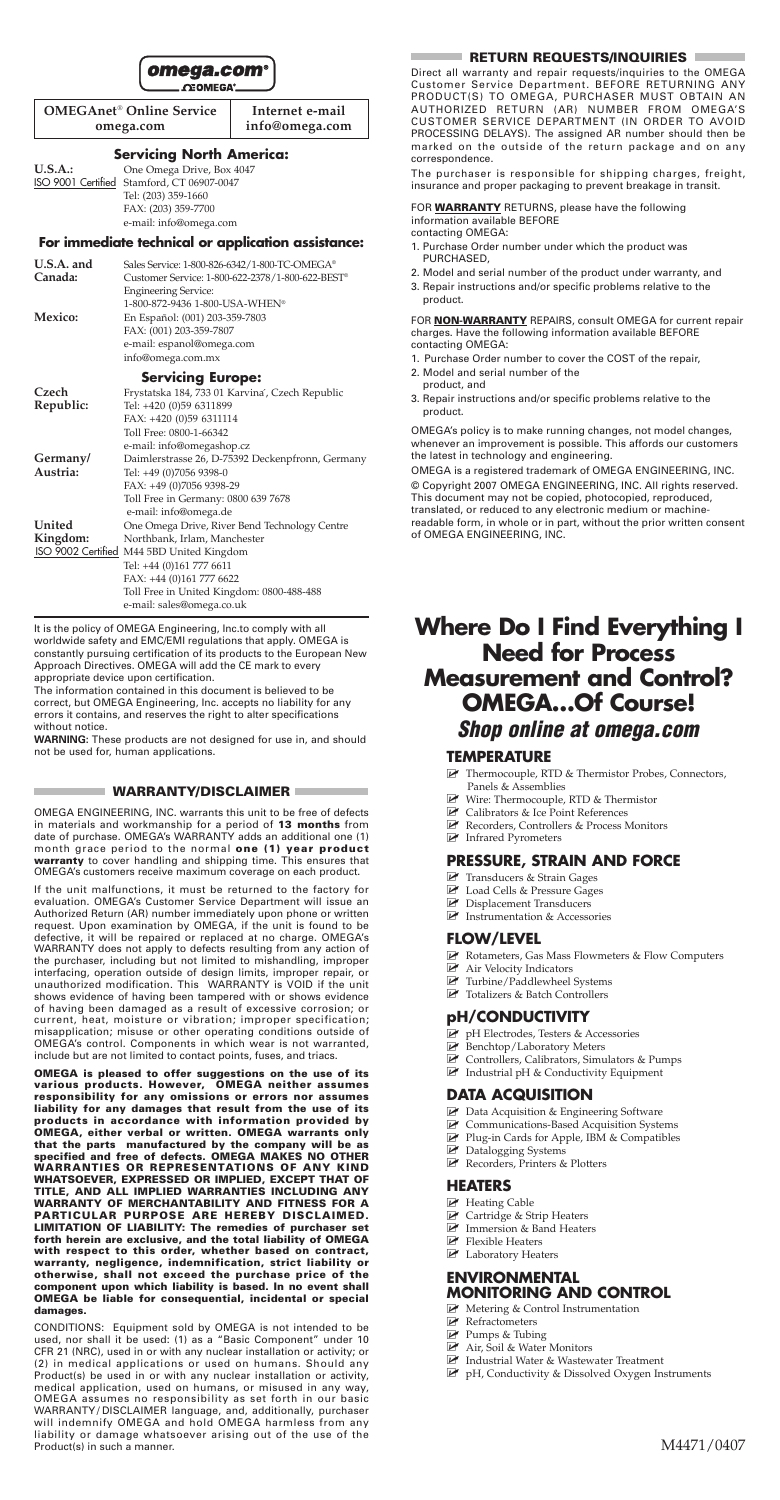**omega.com®**

**CEOMEGA®**

| OMEGAnet® Online Service omega.com | Internet e-mail info@omega.com |
|---|---|

### Servicing North America:

**U.S.A.:** One Omega Drive, Box 4047
ISO 9001 Certified Stamford, CT 06907-0047
Tel: (203) 359-1660
FAX: (203) 359-7700
e-mail: info@omega.com

### For immediate technical or application assistance:

**U.S.A. and Canada:** Sales Service: 1-800-826-6342/1-800-TC-OMEGA®
Customer Service: 1-800-622-2378/1-800-622-BEST®
Engineering Service:
1-800-872-9436 1-800-USA-WHEN®

**Mexico:** En Español: (001) 203-359-7803
FAX: (001) 203-359-7807
e-mail: espanol@omega.com
info@omega.com.mx

### Servicing Europe:

**Czech Republic:** Frystatska 184, 733 01 Karviná, Czech Republic
Tel: +420 (0)59 6311899
FAX: +420 (0)59 6311114
Toll Free: 0800-1-66342
e-mail: info@omegashop.cz

**Germany/Austria:** Daimlerstrasse 26, D-75392 Deckenpfronn, Germany
Tel: +49 (0)7056 9398-0
FAX: +49 (0)7056 9398-29
Toll Free in Germany: 0800 639 7678
e-mail: info@omega.de

**United Kingdom:** One Omega Drive, River Bend Technology Centre
Northbank, Irlam, Manchester
ISO 9002 Certified M44 5BD United Kingdom
Tel: +44 (0)161 777 6611
FAX: +44 (0)161 777 6622
Toll Free in United Kingdom: 0800-488-488
e-mail: sales@omega.co.uk

It is the policy of OMEGA Engineering, Inc.to comply with all worldwide safety and EMC/EMI regulations that apply. OMEGA is constantly pursuing certification of its products to the European New Approach Directives. OMEGA will add the CE mark to every appropriate device upon certification.

The information contained in this document is believed to be correct, but OMEGA Engineering, Inc. accepts no liability for any errors it contains, and reserves the right to alter specifications without notice.

**WARNING:** These products are not designed for use in, and should not be used for, human applications.

## WARRANTY/DISCLAIMER

OMEGA ENGINEERING, INC. warrants this unit to be free of defects in materials and workmanship for a period of **13 months** from date of purchase. OMEGA's WARRANTY adds an additional one (1) month grace period to the normal **one (1) year product warranty** to cover handling and shipping time. This ensures that OMEGA's customers receive maximum coverage on each product.

If the unit malfunctions, it must be returned to the factory for evaluation. OMEGA's Customer Service Department will issue an Authorized Return (AR) number immediately upon phone or written request. Upon examination by OMEGA, if the unit is found to be defective, it will be repaired or replaced at no charge. OMEGA's WARRANTY does not apply to defects resulting from any action of the purchaser, including but not limited to mishandling, improper interfacing, operation outside of design limits, improper repair, or unauthorized modification. This WARRANTY is VOID if the unit shows evidence of having been tampered with or shows evidence of having been damaged as a result of excessive corrosion; or current, heat, moisture or vibration; improper specification; misapplication; misuse or other operating conditions outside of OMEGA's control. Components in which wear is not warranted, include but are not limited to contact points, fuses, and triacs.

**OMEGA is pleased to offer suggestions on the use of its various products. However, OMEGA neither assumes responsibility for any omissions or errors nor assumes liability for any damages that result from the use of its products in accordance with information provided by OMEGA, either verbal or written. OMEGA warrants only that the parts manufactured by the company will be as specified and free of defects. OMEGA MAKES NO OTHER WARRANTIES OR REPRESENTATIONS OF ANY KIND WHATSOEVER, EXPRESSED OR IMPLIED, EXCEPT THAT OF TITLE, AND ALL IMPLIED WARRANTIES INCLUDING ANY WARRANTY OF MERCHANTABILITY AND FITNESS FOR A PARTICULAR PURPOSE ARE HEREBY DISCLAIMED. LIMITATION OF LIABILITY: The remedies of purchaser set forth herein are exclusive, and the total liability of OMEGA with respect to this order, whether based on contract, warranty, negligence, indemnification, strict liability or otherwise, shall not exceed the purchase price of the component upon which liability is based. In no event shall OMEGA be liable for consequential, incidental or special damages.**

CONDITIONS: Equipment sold by OMEGA is not intended to be used, nor shall it be used: (1) as a "Basic Component" under 10 CFR 21 (NRC), used in or with any nuclear installation or activity; or (2) in medical applications or used on humans. Should any Product(s) be used in or with any nuclear installation or activity, medical application, used on humans, or misused in any way, OMEGA assumes no responsibility as set forth in our basic WARRANTY/DISCLAIMER language, and, additionally, purchaser will indemnify OMEGA and hold OMEGA harmless from any liability or damage whatsoever arising out of the use of the Product(s) in such a manner.

## RETURN REQUESTS/INQUIRIES

Direct all warranty and repair requests/inquiries to the OMEGA Customer Service Department. BEFORE RETURNING ANY PRODUCT(S) TO OMEGA, PURCHASER MUST OBTAIN AN AUTHORIZED RETURN (AR) NUMBER FROM OMEGA'S CUSTOMER SERVICE DEPARTMENT (IN ORDER TO AVOID PROCESSING DELAYS). The assigned AR number should then be marked on the outside of the return package and on any correspondence.

The purchaser is responsible for shipping charges, freight, insurance and proper packaging to prevent breakage in transit.

FOR **WARRANTY** RETURNS, please have the following information available BEFORE contacting OMEGA:

1. Purchase Order number under which the product was PURCHASED,
2. Model and serial number of the product under warranty, and
3. Repair instructions and/or specific problems relative to the product.

FOR **NON-WARRANTY** REPAIRS, consult OMEGA for current repair charges. Have the following information available BEFORE contacting OMEGA:

1. Purchase Order number to cover the COST of the repair,
2. Model and serial number of the product, and
3. Repair instructions and/or specific problems relative to the product.

OMEGA's policy is to make running changes, not model changes, whenever an improvement is possible. This affords our customers the latest in technology and engineering.

OMEGA is a registered trademark of OMEGA ENGINEERING, INC.

© Copyright 2007 OMEGA ENGINEERING, INC. All rights reserved. This document may not be copied, photocopied, reproduced, translated, or reduced to any electronic medium or machine-readable form, in whole or in part, without the prior written consent of OMEGA ENGINEERING, INC.

# Where Do I Find Everything I Need for Process Measurement and Control? OMEGA…Of Course!

***Shop online at omega.com***

### TEMPERATURE

- Thermocouple, RTD & Thermistor Probes, Connectors, Panels & Assemblies
- Wire: Thermocouple, RTD & Thermistor
- Calibrators & Ice Point References
- Recorders, Controllers & Process Monitors
- Infrared Pyrometers

### PRESSURE, STRAIN AND FORCE

- Transducers & Strain Gages
- Load Cells & Pressure Gages
- Displacement Transducers
- Instrumentation & Accessories

### FLOW/LEVEL

- Rotameters, Gas Mass Flowmeters & Flow Computers
- Air Velocity Indicators
- Turbine/Paddlewheel Systems
- Totalizers & Batch Controllers

### pH/CONDUCTIVITY

- pH Electrodes, Testers & Accessories
- Benchtop/Laboratory Meters
- Controllers, Calibrators, Simulators & Pumps
- Industrial pH & Conductivity Equipment

### DATA ACQUISITION

- Data Acquisition & Engineering Software
- Communications-Based Acquisition Systems
- Plug-in Cards for Apple, IBM & Compatibles
- Datalogging Systems
- Recorders, Printers & Plotters

### HEATERS

- Heating Cable
- Cartridge & Strip Heaters
- Immersion & Band Heaters
- Flexible Heaters
- Laboratory Heaters

### ENVIRONMENTAL MONITORING AND CONTROL

- Metering & Control Instrumentation
- Refractometers
- Pumps & Tubing
- Air, Soil & Water Monitors
- Industrial Water & Wastewater Treatment
- pH, Conductivity & Dissolved Oxygen Instruments

M4471/0407